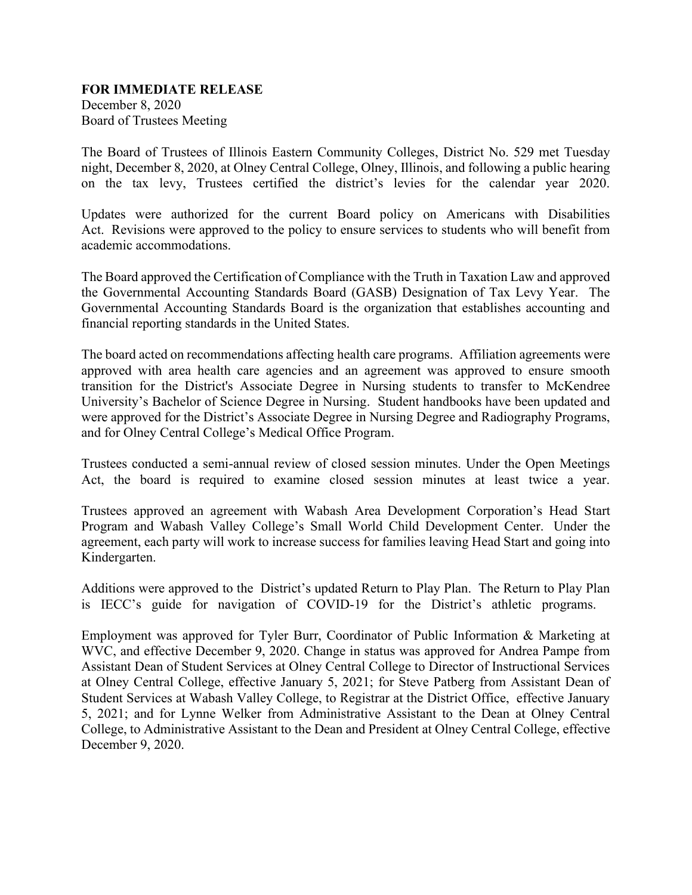**FOR IMMEDIATE RELEASE**
December 8, 2020
Board of Trustees Meeting

The Board of Trustees of Illinois Eastern Community Colleges, District No. 529 met Tuesday night, December 8, 2020, at Olney Central College, Olney, Illinois, and following a public hearing on the tax levy, Trustees certified the district's levies for the calendar year 2020.

Updates were authorized for the current Board policy on Americans with Disabilities Act. Revisions were approved to the policy to ensure services to students who will benefit from academic accommodations.

The Board approved the Certification of Compliance with the Truth in Taxation Law and approved the Governmental Accounting Standards Board (GASB) Designation of Tax Levy Year. The Governmental Accounting Standards Board is the organization that establishes accounting and financial reporting standards in the United States.

The board acted on recommendations affecting health care programs. Affiliation agreements were approved with area health care agencies and an agreement was approved to ensure smooth transition for the District's Associate Degree in Nursing students to transfer to McKendree University's Bachelor of Science Degree in Nursing. Student handbooks have been updated and were approved for the District's Associate Degree in Nursing Degree and Radiography Programs, and for Olney Central College's Medical Office Program.

Trustees conducted a semi-annual review of closed session minutes. Under the Open Meetings Act, the board is required to examine closed session minutes at least twice a year.

Trustees approved an agreement with Wabash Area Development Corporation's Head Start Program and Wabash Valley College's Small World Child Development Center. Under the agreement, each party will work to increase success for families leaving Head Start and going into Kindergarten.

Additions were approved to the District's updated Return to Play Plan. The Return to Play Plan is IECC's guide for navigation of COVID-19 for the District's athletic programs.

Employment was approved for Tyler Burr, Coordinator of Public Information & Marketing at WVC, and effective December 9, 2020. Change in status was approved for Andrea Pampe from Assistant Dean of Student Services at Olney Central College to Director of Instructional Services at Olney Central College, effective January 5, 2021; for Steve Patberg from Assistant Dean of Student Services at Wabash Valley College, to Registrar at the District Office, effective January 5, 2021; and for Lynne Welker from Administrative Assistant to the Dean at Olney Central College, to Administrative Assistant to the Dean and President at Olney Central College, effective December 9, 2020.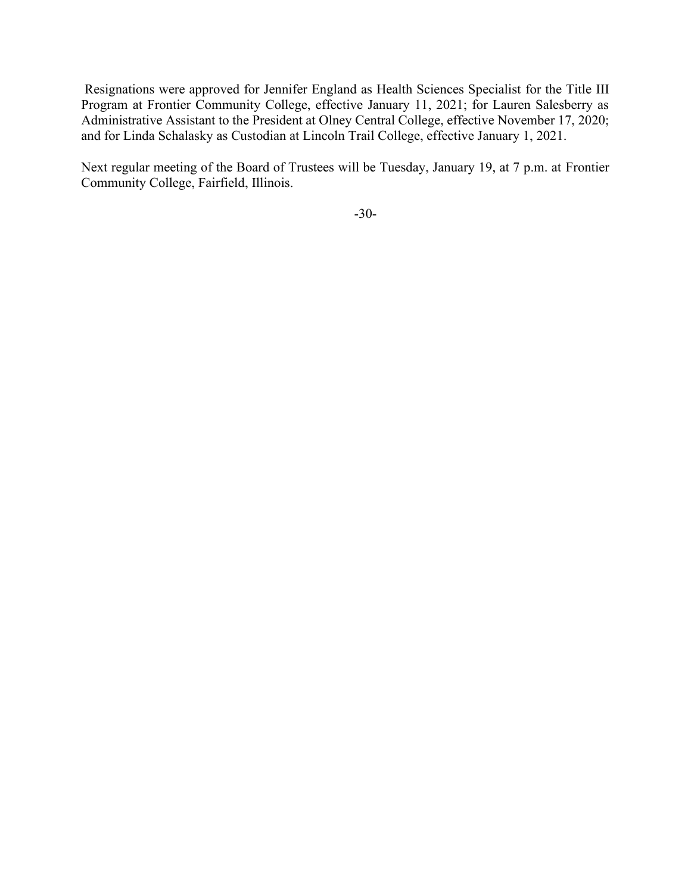Resignations were approved for Jennifer England as Health Sciences Specialist for the Title III Program at Frontier Community College, effective January 11, 2021; for Lauren Salesberry as Administrative Assistant to the President at Olney Central College, effective November 17, 2020; and for Linda Schalasky as Custodian at Lincoln Trail College, effective January 1, 2021.

Next regular meeting of the Board of Trustees will be Tuesday, January 19, at 7 p.m. at Frontier Community College, Fairfield, Illinois.

-30-